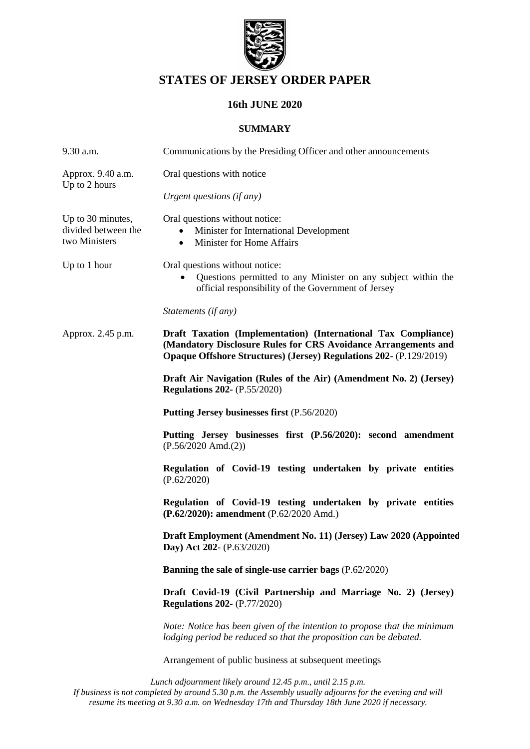# STATES OF JERSEY ORDER PAPER

## 16th JUNE 2020

### SUMMARY

| | |
|---|---|
| 9.30 a.m. | Communications by the Presiding Officer and other announcements |
| Approx. 9.40 a.m. Up to 2 hours | Oral questions with notice<br><br>*Urgent questions (if any)* |
| Up to 30 minutes, divided between the two Ministers | Oral questions without notice:<br>• Minister for International Development<br>• Minister for Home Affairs |
| Up to 1 hour | Oral questions without notice:<br>• Questions permitted to any Minister on any subject within the official responsibility of the Government of Jersey<br><br>*Statements (if any)* |
| Approx. 2.45 p.m. | **Draft Taxation (Implementation) (International Tax Compliance) (Mandatory Disclosure Rules for CRS Avoidance Arrangements and Opaque Offshore Structures) (Jersey) Regulations 202-** (P.129/2019)<br><br>**Draft Air Navigation (Rules of the Air) (Amendment No. 2) (Jersey) Regulations 202-** (P.55/2020)<br><br>**Putting Jersey businesses first** (P.56/2020)<br><br>**Putting Jersey businesses first (P.56/2020): second amendment** (P.56/2020 Amd.(2))<br><br>**Regulation of Covid-19 testing undertaken by private entities** (P.62/2020)<br><br>**Regulation of Covid-19 testing undertaken by private entities (P.62/2020): amendment** (P.62/2020 Amd.)<br><br>**Draft Employment (Amendment No. 11) (Jersey) Law 2020 (Appointed Day) Act 202-** (P.63/2020)<br><br>**Banning the sale of single-use carrier bags** (P.62/2020)<br><br>**Draft Covid-19 (Civil Partnership and Marriage No. 2) (Jersey) Regulations 202-** (P.77/2020)<br><br>*Note: Notice has been given of the intention to propose that the minimum lodging period be reduced so that the proposition can be debated.*<br><br>Arrangement of public business at subsequent meetings |

*Lunch adjournment likely around 12.45 p.m., until 2.15 p.m.*
*If business is not completed by around 5.30 p.m. the Assembly usually adjourns for the evening and will resume its meeting at 9.30 a.m. on Wednesday 17th and Thursday 18th June 2020 if necessary.*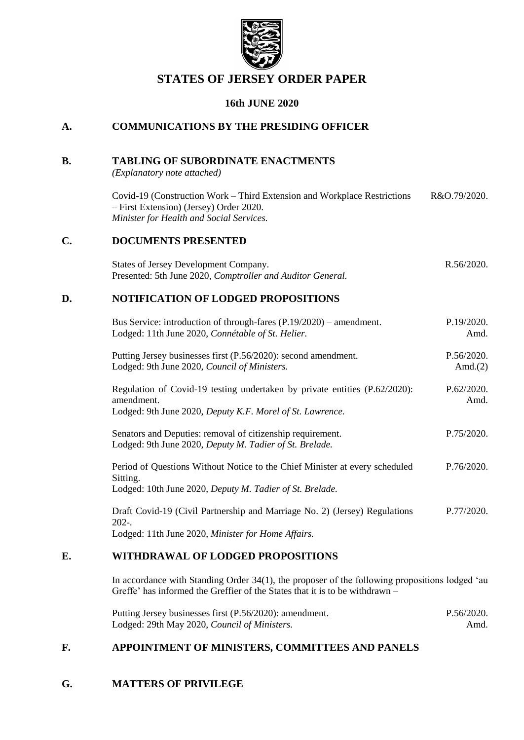# STATES OF JERSEY ORDER PAPER

## 16th JUNE 2020

## A. COMMUNICATIONS BY THE PRESIDING OFFICER

## B. TABLING OF SUBORDINATE ENACTMENTS

*(Explanatory note attached)*

Covid-19 (Construction Work – Third Extension and Workplace Restrictions – First Extension) (Jersey) Order 2020. — R&O.79/2020.
*Minister for Health and Social Services.*

## C. DOCUMENTS PRESENTED

States of Jersey Development Company. — R.56/2020.
Presented: 5th June 2020, *Comptroller and Auditor General.*

## D. NOTIFICATION OF LODGED PROPOSITIONS

Bus Service: introduction of through-fares (P.19/2020) – amendment. — P.19/2020. Amd.
Lodged: 11th June 2020, *Connétable of St. Helier.*

Putting Jersey businesses first (P.56/2020): second amendment. — P.56/2020. Amd.(2)
Lodged: 9th June 2020, *Council of Ministers.*

Regulation of Covid-19 testing undertaken by private entities (P.62/2020): amendment. — P.62/2020. Amd.
Lodged: 9th June 2020, *Deputy K.F. Morel of St. Lawrence.*

Senators and Deputies: removal of citizenship requirement. — P.75/2020.
Lodged: 9th June 2020, *Deputy M. Tadier of St. Brelade.*

Period of Questions Without Notice to the Chief Minister at every scheduled Sitting. — P.76/2020.
Lodged: 10th June 2020, *Deputy M. Tadier of St. Brelade.*

Draft Covid-19 (Civil Partnership and Marriage No. 2) (Jersey) Regulations 202-. — P.77/2020.
Lodged: 11th June 2020, *Minister for Home Affairs.*

## E. WITHDRAWAL OF LODGED PROPOSITIONS

In accordance with Standing Order 34(1), the proposer of the following propositions lodged 'au Greffe' has informed the Greffier of the States that it is to be withdrawn –

Putting Jersey businesses first (P.56/2020): amendment. — P.56/2020. Amd.
Lodged: 29th May 2020, *Council of Ministers.*

## F. APPOINTMENT OF MINISTERS, COMMITTEES AND PANELS

## G. MATTERS OF PRIVILEGE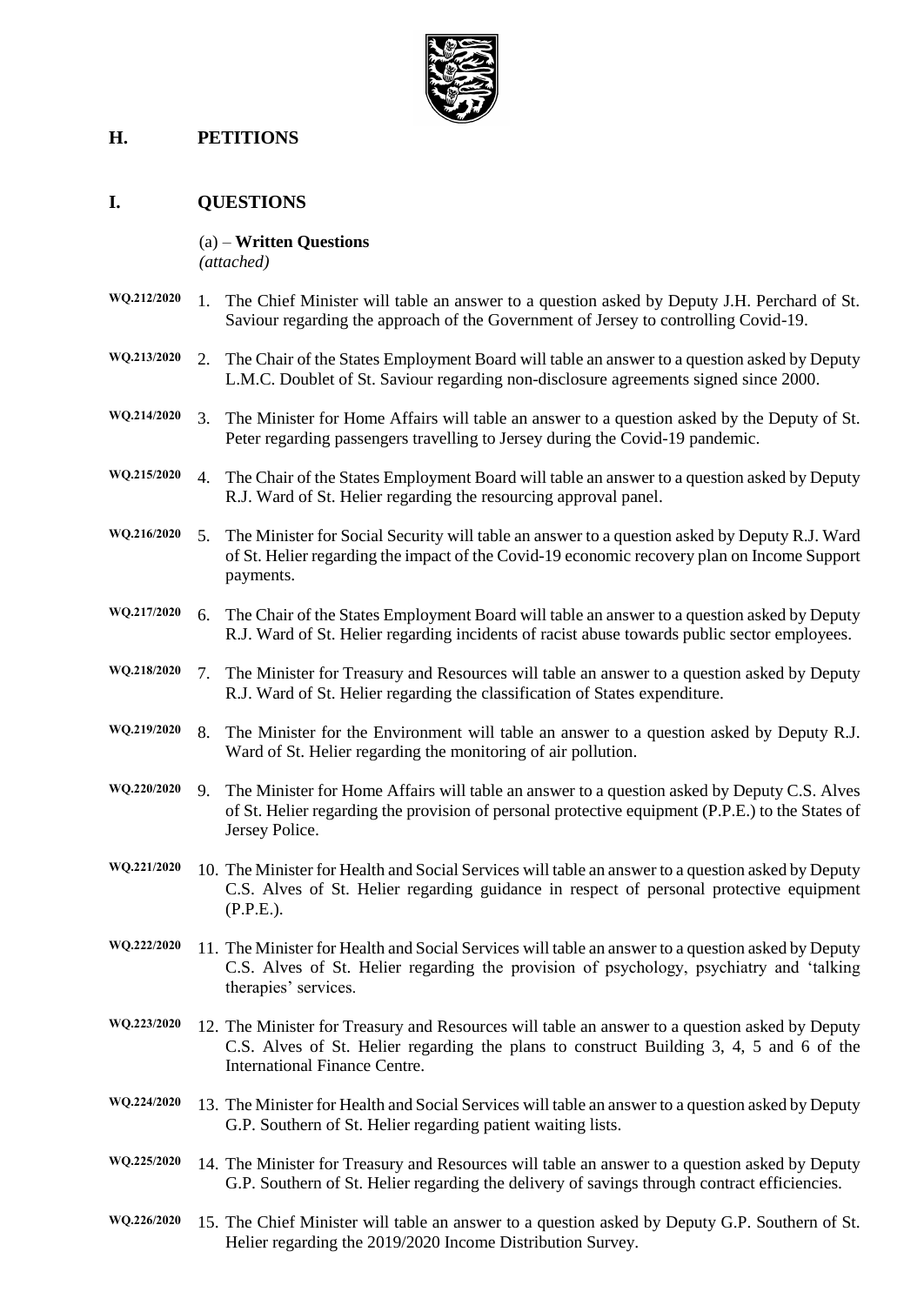## H. PETITIONS

## I. QUESTIONS

(a) – **Written Questions**
*(attached)*

**WQ.212/2020** 1. The Chief Minister will table an answer to a question asked by Deputy J.H. Perchard of St. Saviour regarding the approach of the Government of Jersey to controlling Covid-19.

**WQ.213/2020** 2. The Chair of the States Employment Board will table an answer to a question asked by Deputy L.M.C. Doublet of St. Saviour regarding non-disclosure agreements signed since 2000.

**WQ.214/2020** 3. The Minister for Home Affairs will table an answer to a question asked by the Deputy of St. Peter regarding passengers travelling to Jersey during the Covid-19 pandemic.

**WQ.215/2020** 4. The Chair of the States Employment Board will table an answer to a question asked by Deputy R.J. Ward of St. Helier regarding the resourcing approval panel.

**WQ.216/2020** 5. The Minister for Social Security will table an answer to a question asked by Deputy R.J. Ward of St. Helier regarding the impact of the Covid-19 economic recovery plan on Income Support payments.

**WQ.217/2020** 6. The Chair of the States Employment Board will table an answer to a question asked by Deputy R.J. Ward of St. Helier regarding incidents of racist abuse towards public sector employees.

**WQ.218/2020** 7. The Minister for Treasury and Resources will table an answer to a question asked by Deputy R.J. Ward of St. Helier regarding the classification of States expenditure.

**WQ.219/2020** 8. The Minister for the Environment will table an answer to a question asked by Deputy R.J. Ward of St. Helier regarding the monitoring of air pollution.

**WQ.220/2020** 9. The Minister for Home Affairs will table an answer to a question asked by Deputy C.S. Alves of St. Helier regarding the provision of personal protective equipment (P.P.E.) to the States of Jersey Police.

**WQ.221/2020** 10. The Minister for Health and Social Services will table an answer to a question asked by Deputy C.S. Alves of St. Helier regarding guidance in respect of personal protective equipment (P.P.E.).

**WQ.222/2020** 11. The Minister for Health and Social Services will table an answer to a question asked by Deputy C.S. Alves of St. Helier regarding the provision of psychology, psychiatry and 'talking therapies' services.

**WQ.223/2020** 12. The Minister for Treasury and Resources will table an answer to a question asked by Deputy C.S. Alves of St. Helier regarding the plans to construct Building 3, 4, 5 and 6 of the International Finance Centre.

**WQ.224/2020** 13. The Minister for Health and Social Services will table an answer to a question asked by Deputy G.P. Southern of St. Helier regarding patient waiting lists.

**WQ.225/2020** 14. The Minister for Treasury and Resources will table an answer to a question asked by Deputy G.P. Southern of St. Helier regarding the delivery of savings through contract efficiencies.

**WQ.226/2020** 15. The Chief Minister will table an answer to a question asked by Deputy G.P. Southern of St. Helier regarding the 2019/2020 Income Distribution Survey.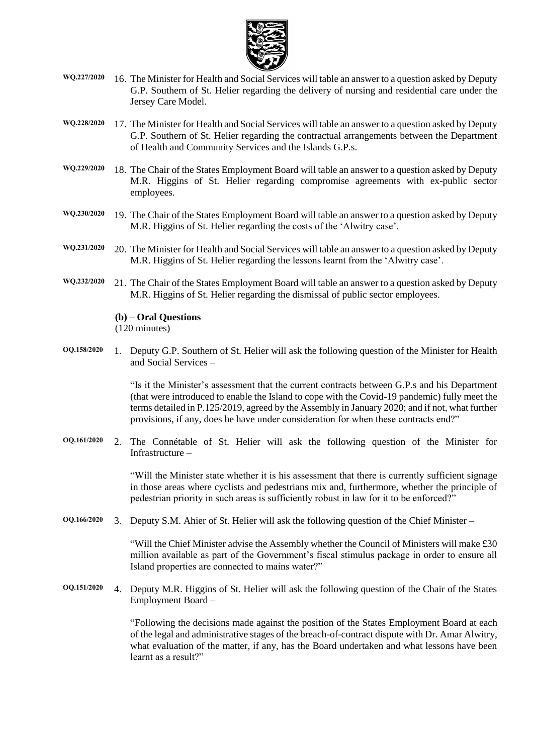WQ.227/2020 16. The Minister for Health and Social Services will table an answer to a question asked by Deputy G.P. Southern of St. Helier regarding the delivery of nursing and residential care under the Jersey Care Model.

WQ.228/2020 17. The Minister for Health and Social Services will table an answer to a question asked by Deputy G.P. Southern of St. Helier regarding the contractual arrangements between the Department of Health and Community Services and the Islands G.P.s.

WQ.229/2020 18. The Chair of the States Employment Board will table an answer to a question asked by Deputy M.R. Higgins of St. Helier regarding compromise agreements with ex-public sector employees.

WQ.230/2020 19. The Chair of the States Employment Board will table an answer to a question asked by Deputy M.R. Higgins of St. Helier regarding the costs of the 'Alwitry case'.

WQ.231/2020 20. The Minister for Health and Social Services will table an answer to a question asked by Deputy M.R. Higgins of St. Helier regarding the lessons learnt from the 'Alwitry case'.

WQ.232/2020 21. The Chair of the States Employment Board will table an answer to a question asked by Deputy M.R. Higgins of St. Helier regarding the dismissal of public sector employees.

**(b) – Oral Questions**
(120 minutes)

OQ.158/2020 1. Deputy G.P. Southern of St. Helier will ask the following question of the Minister for Health and Social Services –

"Is it the Minister's assessment that the current contracts between G.P.s and his Department (that were introduced to enable the Island to cope with the Covid-19 pandemic) fully meet the terms detailed in P.125/2019, agreed by the Assembly in January 2020; and if not, what further provisions, if any, does he have under consideration for when these contracts end?"

OQ.161/2020 2. The Connétable of St. Helier will ask the following question of the Minister for Infrastructure –

"Will the Minister state whether it is his assessment that there is currently sufficient signage in those areas where cyclists and pedestrians mix and, furthermore, whether the principle of pedestrian priority in such areas is sufficiently robust in law for it to be enforced?"

OQ.166/2020 3. Deputy S.M. Ahier of St. Helier will ask the following question of the Chief Minister –

"Will the Chief Minister advise the Assembly whether the Council of Ministers will make £30 million available as part of the Government's fiscal stimulus package in order to ensure all Island properties are connected to mains water?"

OQ.151/2020 4. Deputy M.R. Higgins of St. Helier will ask the following question of the Chair of the States Employment Board –

"Following the decisions made against the position of the States Employment Board at each of the legal and administrative stages of the breach-of-contract dispute with Dr. Amar Alwitry, what evaluation of the matter, if any, has the Board undertaken and what lessons have been learnt as a result?"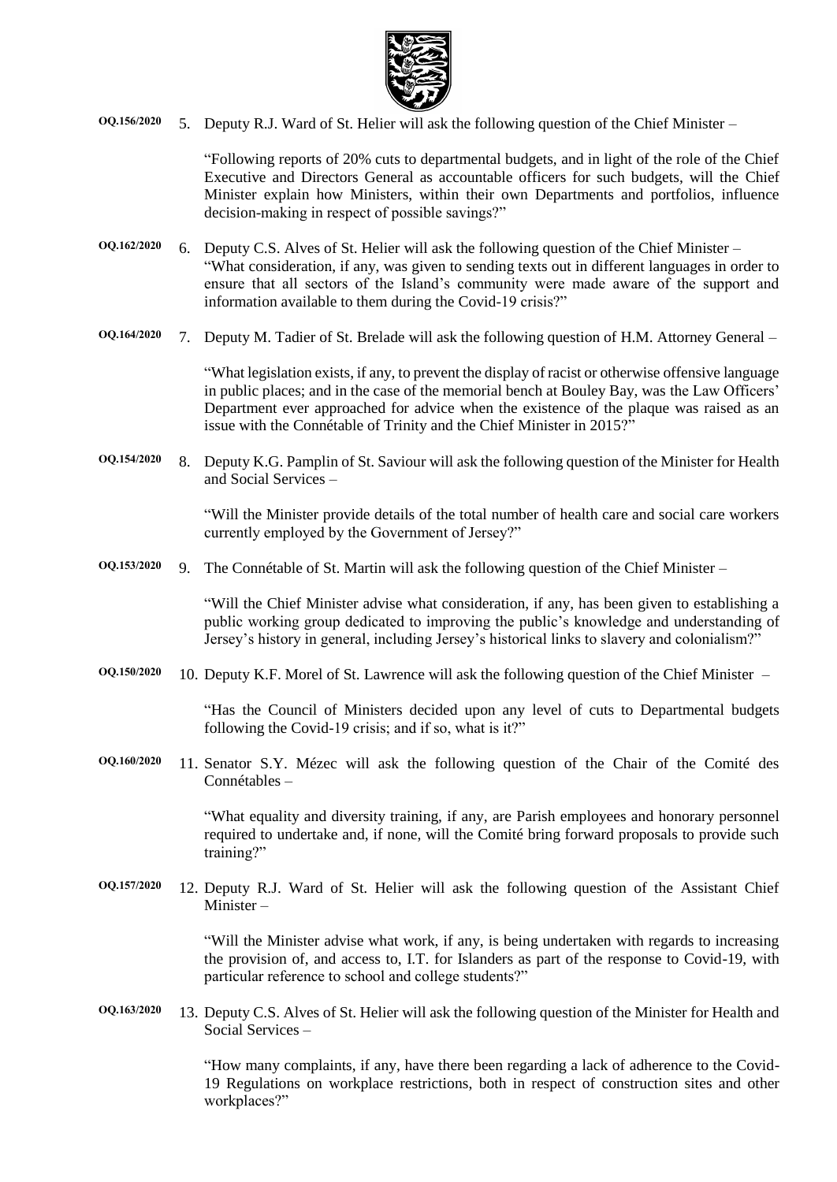**OQ.156/2020** 5. Deputy R.J. Ward of St. Helier will ask the following question of the Chief Minister –

"Following reports of 20% cuts to departmental budgets, and in light of the role of the Chief Executive and Directors General as accountable officers for such budgets, will the Chief Minister explain how Ministers, within their own Departments and portfolios, influence decision-making in respect of possible savings?"

**OQ.162/2020** 6. Deputy C.S. Alves of St. Helier will ask the following question of the Chief Minister –

"What consideration, if any, was given to sending texts out in different languages in order to ensure that all sectors of the Island's community were made aware of the support and information available to them during the Covid-19 crisis?"

**OQ.164/2020** 7. Deputy M. Tadier of St. Brelade will ask the following question of H.M. Attorney General –

"What legislation exists, if any, to prevent the display of racist or otherwise offensive language in public places; and in the case of the memorial bench at Bouley Bay, was the Law Officers' Department ever approached for advice when the existence of the plaque was raised as an issue with the Connétable of Trinity and the Chief Minister in 2015?"

**OQ.154/2020** 8. Deputy K.G. Pamplin of St. Saviour will ask the following question of the Minister for Health and Social Services –

"Will the Minister provide details of the total number of health care and social care workers currently employed by the Government of Jersey?"

**OQ.153/2020** 9. The Connétable of St. Martin will ask the following question of the Chief Minister –

"Will the Chief Minister advise what consideration, if any, has been given to establishing a public working group dedicated to improving the public's knowledge and understanding of Jersey's history in general, including Jersey's historical links to slavery and colonialism?"

**OQ.150/2020** 10. Deputy K.F. Morel of St. Lawrence will ask the following question of the Chief Minister –

"Has the Council of Ministers decided upon any level of cuts to Departmental budgets following the Covid-19 crisis; and if so, what is it?"

**OQ.160/2020** 11. Senator S.Y. Mézec will ask the following question of the Chair of the Comité des Connétables –

"What equality and diversity training, if any, are Parish employees and honorary personnel required to undertake and, if none, will the Comité bring forward proposals to provide such training?"

**OQ.157/2020** 12. Deputy R.J. Ward of St. Helier will ask the following question of the Assistant Chief Minister –

"Will the Minister advise what work, if any, is being undertaken with regards to increasing the provision of, and access to, I.T. for Islanders as part of the response to Covid-19, with particular reference to school and college students?"

**OQ.163/2020** 13. Deputy C.S. Alves of St. Helier will ask the following question of the Minister for Health and Social Services –

"How many complaints, if any, have there been regarding a lack of adherence to the Covid-19 Regulations on workplace restrictions, both in respect of construction sites and other workplaces?"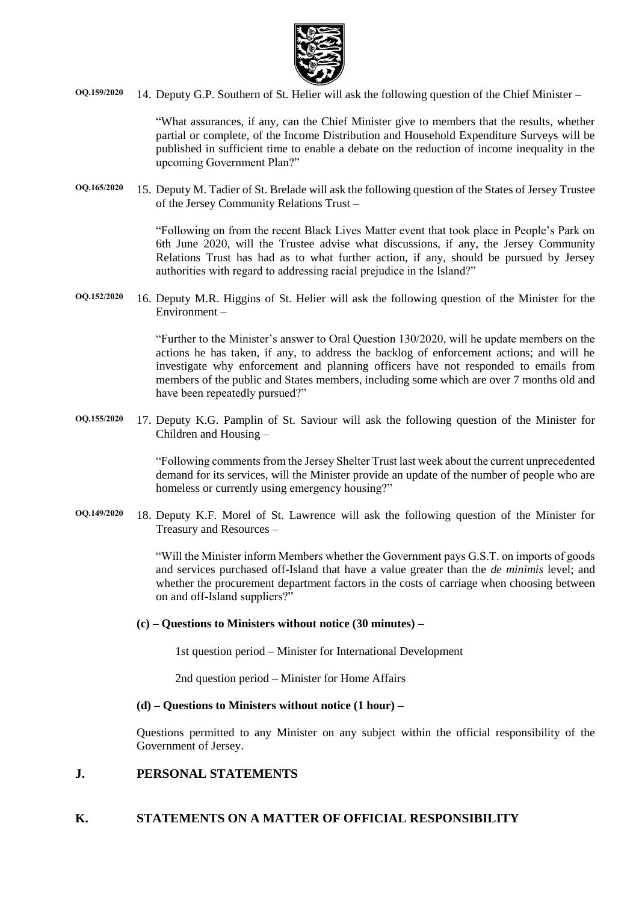**OQ.159/2020** 14. Deputy G.P. Southern of St. Helier will ask the following question of the Chief Minister –

"What assurances, if any, can the Chief Minister give to members that the results, whether partial or complete, of the Income Distribution and Household Expenditure Surveys will be published in sufficient time to enable a debate on the reduction of income inequality in the upcoming Government Plan?"

**OQ.165/2020** 15. Deputy M. Tadier of St. Brelade will ask the following question of the States of Jersey Trustee of the Jersey Community Relations Trust –

"Following on from the recent Black Lives Matter event that took place in People's Park on 6th June 2020, will the Trustee advise what discussions, if any, the Jersey Community Relations Trust has had as to what further action, if any, should be pursued by Jersey authorities with regard to addressing racial prejudice in the Island?"

**OQ.152/2020** 16. Deputy M.R. Higgins of St. Helier will ask the following question of the Minister for the Environment –

"Further to the Minister's answer to Oral Question 130/2020, will he update members on the actions he has taken, if any, to address the backlog of enforcement actions; and will he investigate why enforcement and planning officers have not responded to emails from members of the public and States members, including some which are over 7 months old and have been repeatedly pursued?"

**OQ.155/2020** 17. Deputy K.G. Pamplin of St. Saviour will ask the following question of the Minister for Children and Housing –

"Following comments from the Jersey Shelter Trust last week about the current unprecedented demand for its services, will the Minister provide an update of the number of people who are homeless or currently using emergency housing?"

**OQ.149/2020** 18. Deputy K.F. Morel of St. Lawrence will ask the following question of the Minister for Treasury and Resources –

"Will the Minister inform Members whether the Government pays G.S.T. on imports of goods and services purchased off-Island that have a value greater than the *de minimis* level; and whether the procurement department factors in the costs of carriage when choosing between on and off-Island suppliers?"

**(c) – Questions to Ministers without notice (30 minutes) –**

1st question period – Minister for International Development

2nd question period – Minister for Home Affairs

**(d) – Questions to Ministers without notice (1 hour) –**

Questions permitted to any Minister on any subject within the official responsibility of the Government of Jersey.

## J. PERSONAL STATEMENTS

## K. STATEMENTS ON A MATTER OF OFFICIAL RESPONSIBILITY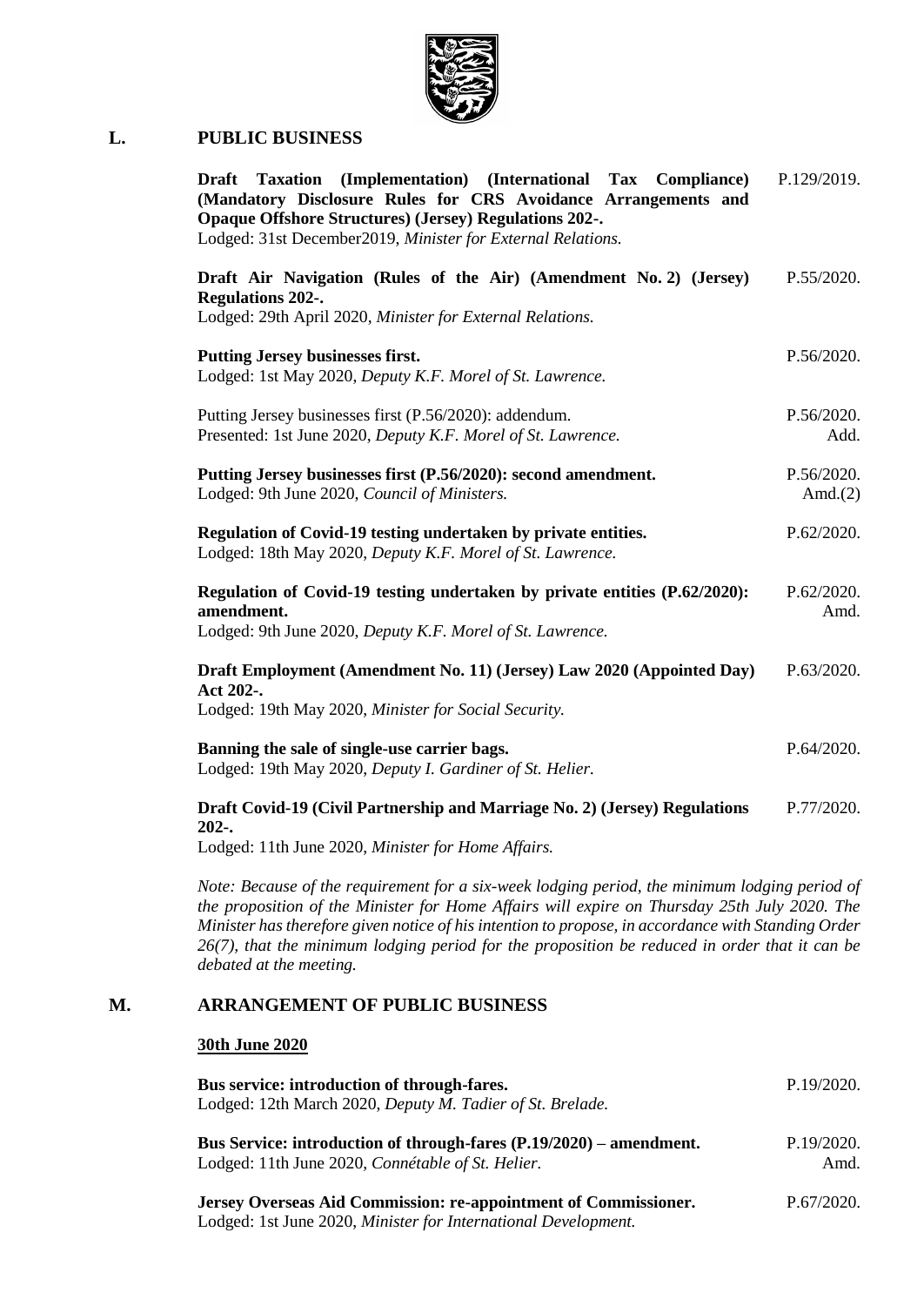## L. PUBLIC BUSINESS

**Draft Taxation (Implementation) (International Tax Compliance) (Mandatory Disclosure Rules for CRS Avoidance Arrangements and Opaque Offshore Structures) (Jersey) Regulations 202-.** P.129/2019.
Lodged: 31st December2019, *Minister for External Relations.*

**Draft Air Navigation (Rules of the Air) (Amendment No. 2) (Jersey) Regulations 202-.** P.55/2020.
Lodged: 29th April 2020, *Minister for External Relations.*

**Putting Jersey businesses first.** P.56/2020.
Lodged: 1st May 2020, *Deputy K.F. Morel of St. Lawrence.*

Putting Jersey businesses first (P.56/2020): addendum. P.56/2020. Add.
Presented: 1st June 2020, *Deputy K.F. Morel of St. Lawrence.*

**Putting Jersey businesses first (P.56/2020): second amendment.** P.56/2020. Amd.(2)
Lodged: 9th June 2020, *Council of Ministers.*

**Regulation of Covid-19 testing undertaken by private entities.** P.62/2020.
Lodged: 18th May 2020, *Deputy K.F. Morel of St. Lawrence.*

**Regulation of Covid-19 testing undertaken by private entities (P.62/2020): amendment.** P.62/2020. Amd.
Lodged: 9th June 2020, *Deputy K.F. Morel of St. Lawrence.*

**Draft Employment (Amendment No. 11) (Jersey) Law 2020 (Appointed Day) Act 202-.** P.63/2020.
Lodged: 19th May 2020, *Minister for Social Security.*

**Banning the sale of single-use carrier bags.** P.64/2020.
Lodged: 19th May 2020, *Deputy I. Gardiner of St. Helier.*

**Draft Covid-19 (Civil Partnership and Marriage No. 2) (Jersey) Regulations 202-.** P.77/2020.
Lodged: 11th June 2020, *Minister for Home Affairs.*

*Note: Because of the requirement for a six-week lodging period, the minimum lodging period of the proposition of the Minister for Home Affairs will expire on Thursday 25th July 2020. The Minister has therefore given notice of his intention to propose, in accordance with Standing Order 26(7), that the minimum lodging period for the proposition be reduced in order that it can be debated at the meeting.*

## M. ARRANGEMENT OF PUBLIC BUSINESS

**30th June 2020**

**Bus service: introduction of through-fares.** P.19/2020.
Lodged: 12th March 2020, *Deputy M. Tadier of St. Brelade.*

**Bus Service: introduction of through-fares (P.19/2020) – amendment.** P.19/2020. Amd.
Lodged: 11th June 2020, *Connétable of St. Helier.*

**Jersey Overseas Aid Commission: re-appointment of Commissioner.** P.67/2020.
Lodged: 1st June 2020, *Minister for International Development.*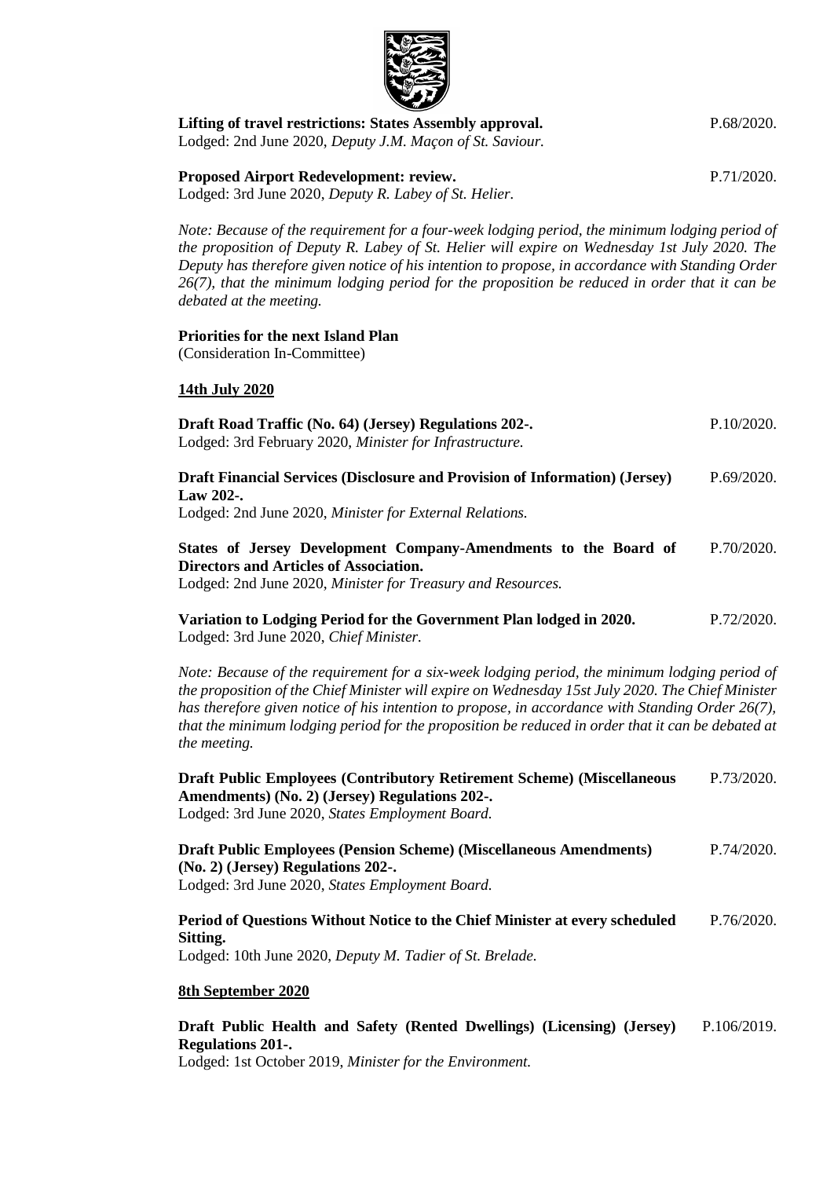**Lifting of travel restrictions: States Assembly approval.** P.68/2020.
Lodged: 2nd June 2020, *Deputy J.M. Maçon of St. Saviour.*

**Proposed Airport Redevelopment: review.** P.71/2020.
Lodged: 3rd June 2020, *Deputy R. Labey of St. Helier.*

*Note: Because of the requirement for a four-week lodging period, the minimum lodging period of the proposition of Deputy R. Labey of St. Helier will expire on Wednesday 1st July 2020. The Deputy has therefore given notice of his intention to propose, in accordance with Standing Order 26(7), that the minimum lodging period for the proposition be reduced in order that it can be debated at the meeting.*

**Priorities for the next Island Plan**
(Consideration In-Committee)

**14th July 2020**

**Draft Road Traffic (No. 64) (Jersey) Regulations 202-.** P.10/2020.
Lodged: 3rd February 2020, *Minister for Infrastructure.*

**Draft Financial Services (Disclosure and Provision of Information) (Jersey) Law 202-.** P.69/2020.
Lodged: 2nd June 2020, *Minister for External Relations.*

**States of Jersey Development Company-Amendments to the Board of Directors and Articles of Association.** P.70/2020.
Lodged: 2nd June 2020, *Minister for Treasury and Resources.*

**Variation to Lodging Period for the Government Plan lodged in 2020.** P.72/2020.
Lodged: 3rd June 2020, *Chief Minister.*

*Note: Because of the requirement for a six-week lodging period, the minimum lodging period of the proposition of the Chief Minister will expire on Wednesday 15st July 2020. The Chief Minister has therefore given notice of his intention to propose, in accordance with Standing Order 26(7), that the minimum lodging period for the proposition be reduced in order that it can be debated at the meeting.*

**Draft Public Employees (Contributory Retirement Scheme) (Miscellaneous Amendments) (No. 2) (Jersey) Regulations 202-.** P.73/2020.
Lodged: 3rd June 2020, *States Employment Board.*

**Draft Public Employees (Pension Scheme) (Miscellaneous Amendments) (No. 2) (Jersey) Regulations 202-.** P.74/2020.
Lodged: 3rd June 2020, *States Employment Board.*

**Period of Questions Without Notice to the Chief Minister at every scheduled Sitting.** P.76/2020.
Lodged: 10th June 2020, *Deputy M. Tadier of St. Brelade.*

**8th September 2020**

**Draft Public Health and Safety (Rented Dwellings) (Licensing) (Jersey) Regulations 201-.** P.106/2019.
Lodged: 1st October 2019, *Minister for the Environment.*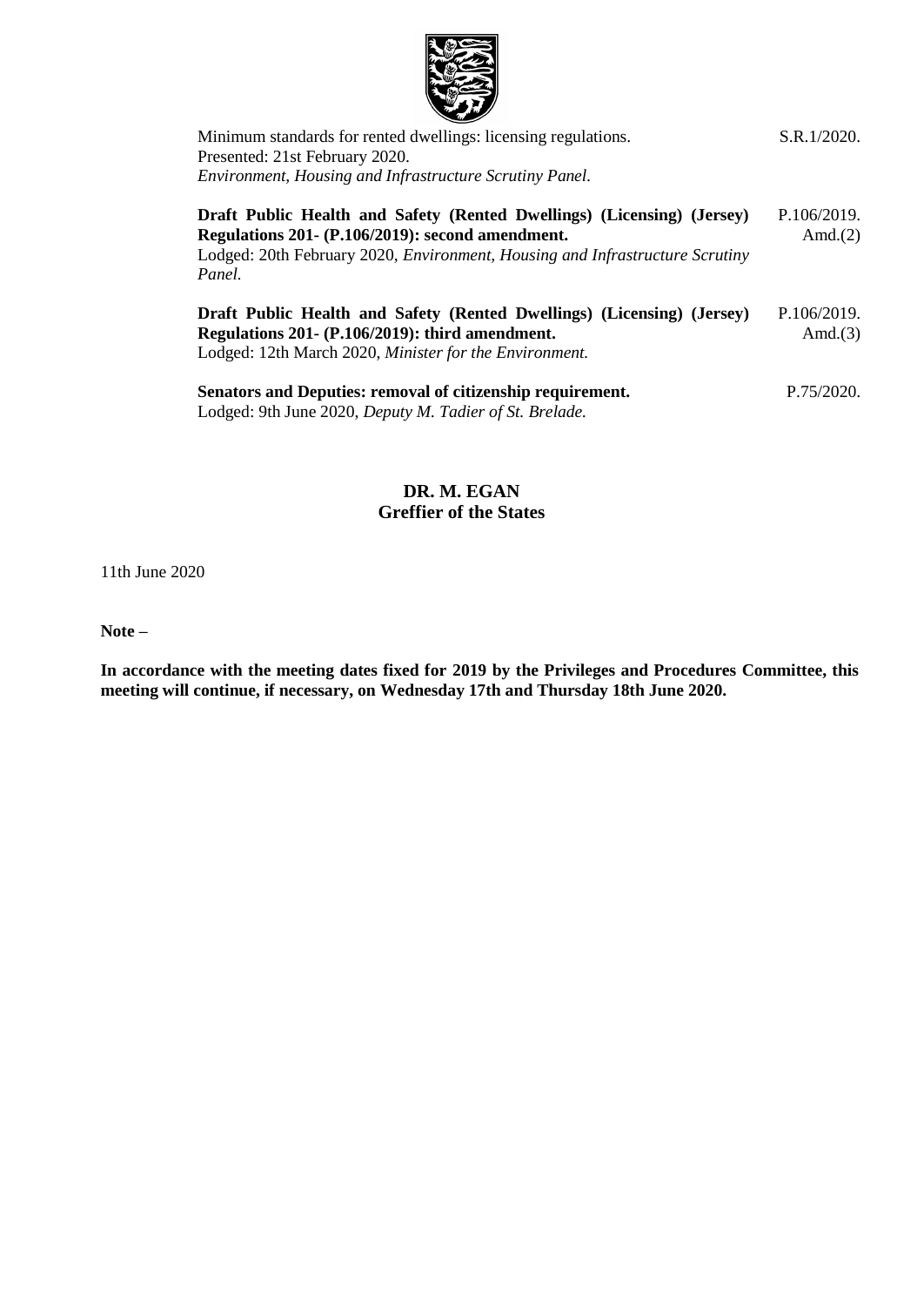Minimum standards for rented dwellings: licensing regulations. S.R.1/2020.
Presented: 21st February 2020.
*Environment, Housing and Infrastructure Scrutiny Panel.*

**Draft Public Health and Safety (Rented Dwellings) (Licensing) (Jersey) Regulations 201- (P.106/2019): second amendment.** P.106/2019. Amd.(2)
Lodged: 20th February 2020, *Environment, Housing and Infrastructure Scrutiny Panel.*

**Draft Public Health and Safety (Rented Dwellings) (Licensing) (Jersey) Regulations 201- (P.106/2019): third amendment.** P.106/2019. Amd.(3)
Lodged: 12th March 2020, *Minister for the Environment.*

**Senators and Deputies: removal of citizenship requirement.** P.75/2020.
Lodged: 9th June 2020, *Deputy M. Tadier of St. Brelade.*

**DR. M. EGAN**
**Greffier of the States**

11th June 2020

**Note –**

**In accordance with the meeting dates fixed for 2019 by the Privileges and Procedures Committee, this meeting will continue, if necessary, on Wednesday 17th and Thursday 18th June 2020.**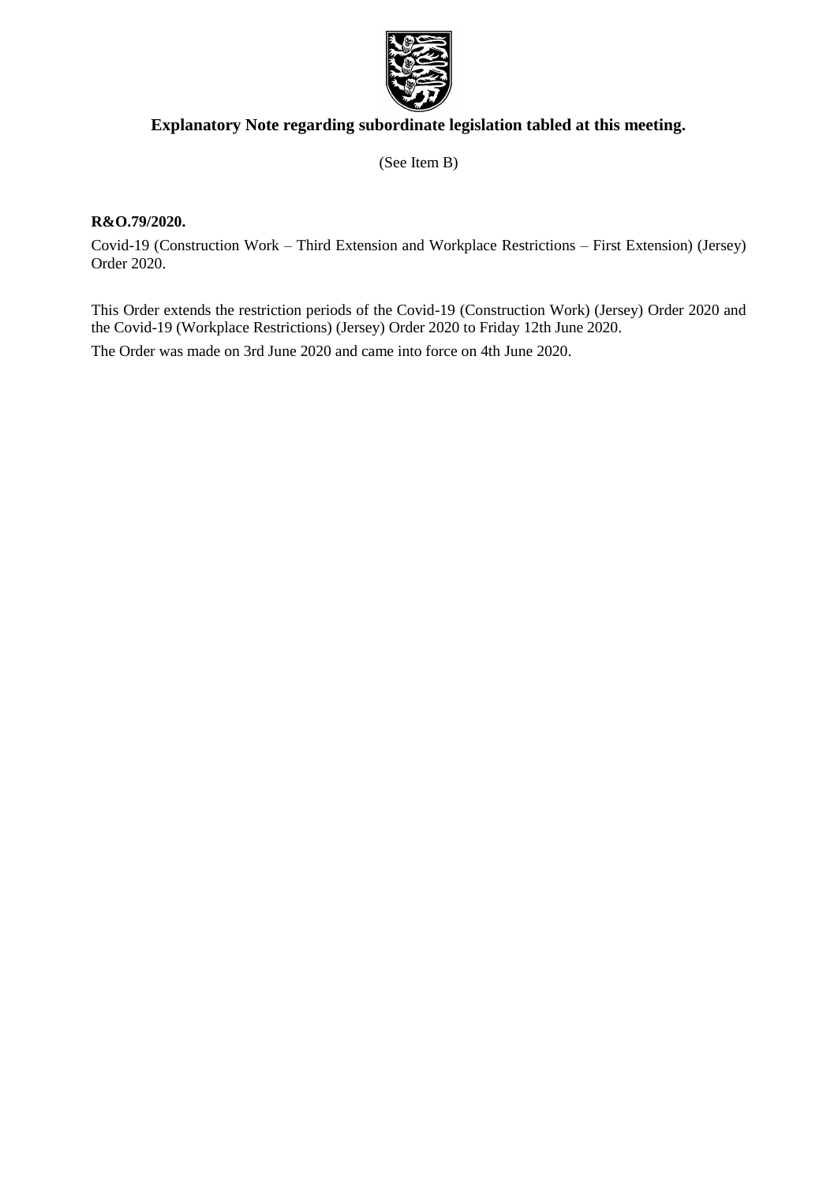## Explanatory Note regarding subordinate legislation tabled at this meeting.

(See Item B)

**R&O.79/2020.**

Covid-19 (Construction Work – Third Extension and Workplace Restrictions – First Extension) (Jersey) Order 2020.

This Order extends the restriction periods of the Covid-19 (Construction Work) (Jersey) Order 2020 and the Covid-19 (Workplace Restrictions) (Jersey) Order 2020 to Friday 12th June 2020.

The Order was made on 3rd June 2020 and came into force on 4th June 2020.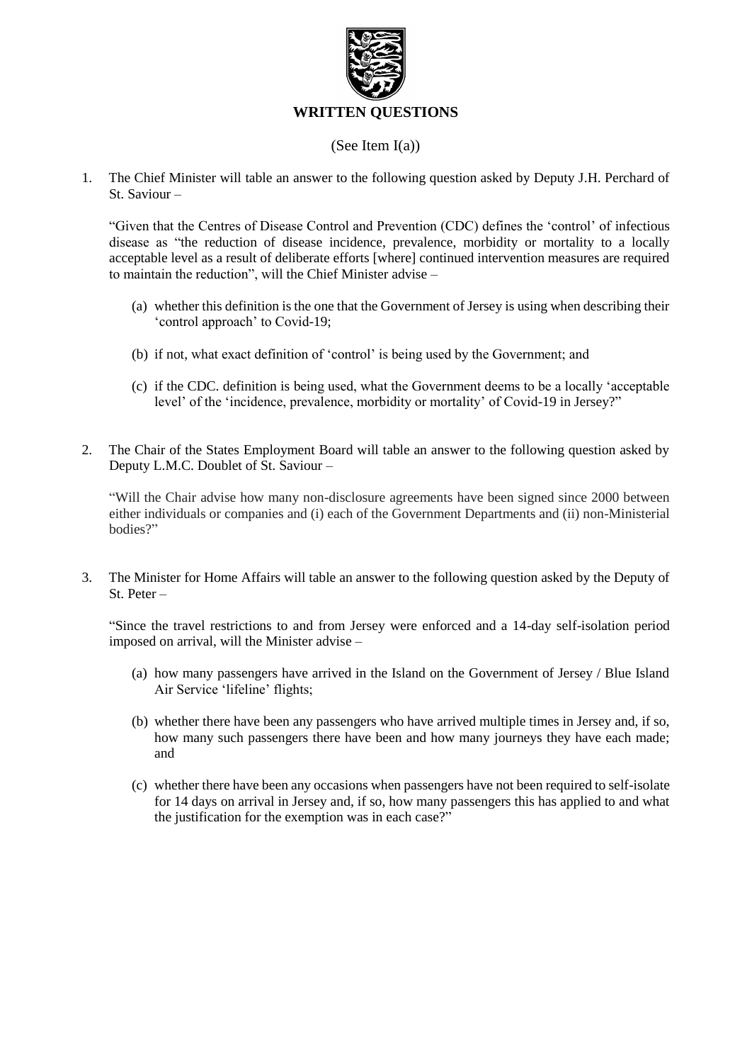# WRITTEN QUESTIONS

(See Item I(a))

1. The Chief Minister will table an answer to the following question asked by Deputy J.H. Perchard of St. Saviour –

   "Given that the Centres of Disease Control and Prevention (CDC) defines the 'control' of infectious disease as "the reduction of disease incidence, prevalence, morbidity or mortality to a locally acceptable level as a result of deliberate efforts [where] continued intervention measures are required to maintain the reduction", will the Chief Minister advise –

   (a) whether this definition is the one that the Government of Jersey is using when describing their 'control approach' to Covid-19;

   (b) if not, what exact definition of 'control' is being used by the Government; and

   (c) if the CDC. definition is being used, what the Government deems to be a locally 'acceptable level' of the 'incidence, prevalence, morbidity or mortality' of Covid-19 in Jersey?"

2. The Chair of the States Employment Board will table an answer to the following question asked by Deputy L.M.C. Doublet of St. Saviour –

   "Will the Chair advise how many non-disclosure agreements have been signed since 2000 between either individuals or companies and (i) each of the Government Departments and (ii) non-Ministerial bodies?"

3. The Minister for Home Affairs will table an answer to the following question asked by the Deputy of St. Peter –

   "Since the travel restrictions to and from Jersey were enforced and a 14-day self-isolation period imposed on arrival, will the Minister advise –

   (a) how many passengers have arrived in the Island on the Government of Jersey / Blue Island Air Service 'lifeline' flights;

   (b) whether there have been any passengers who have arrived multiple times in Jersey and, if so, how many such passengers there have been and how many journeys they have each made; and

   (c) whether there have been any occasions when passengers have not been required to self-isolate for 14 days on arrival in Jersey and, if so, how many passengers this has applied to and what the justification for the exemption was in each case?"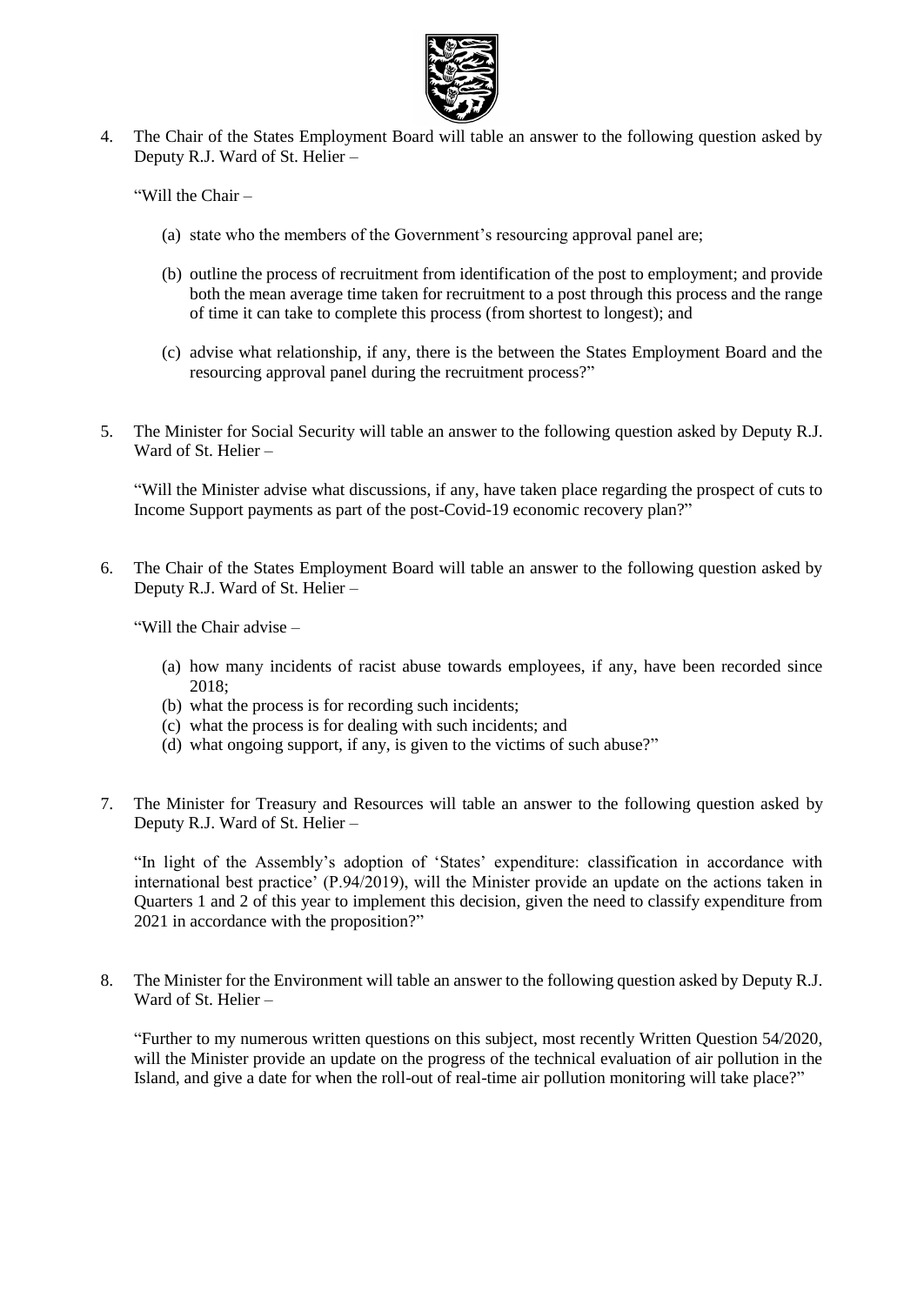4. The Chair of the States Employment Board will table an answer to the following question asked by Deputy R.J. Ward of St. Helier –

   "Will the Chair –

   (a) state who the members of the Government's resourcing approval panel are;

   (b) outline the process of recruitment from identification of the post to employment; and provide both the mean average time taken for recruitment to a post through this process and the range of time it can take to complete this process (from shortest to longest); and

   (c) advise what relationship, if any, there is the between the States Employment Board and the resourcing approval panel during the recruitment process?"

5. The Minister for Social Security will table an answer to the following question asked by Deputy R.J. Ward of St. Helier –

   "Will the Minister advise what discussions, if any, have taken place regarding the prospect of cuts to Income Support payments as part of the post-Covid-19 economic recovery plan?"

6. The Chair of the States Employment Board will table an answer to the following question asked by Deputy R.J. Ward of St. Helier –

   "Will the Chair advise –

   (a) how many incidents of racist abuse towards employees, if any, have been recorded since 2018;
   (b) what the process is for recording such incidents;
   (c) what the process is for dealing with such incidents; and
   (d) what ongoing support, if any, is given to the victims of such abuse?"

7. The Minister for Treasury and Resources will table an answer to the following question asked by Deputy R.J. Ward of St. Helier –

   "In light of the Assembly's adoption of 'States' expenditure: classification in accordance with international best practice' (P.94/2019), will the Minister provide an update on the actions taken in Quarters 1 and 2 of this year to implement this decision, given the need to classify expenditure from 2021 in accordance with the proposition?"

8. The Minister for the Environment will table an answer to the following question asked by Deputy R.J. Ward of St. Helier –

   "Further to my numerous written questions on this subject, most recently Written Question 54/2020, will the Minister provide an update on the progress of the technical evaluation of air pollution in the Island, and give a date for when the roll-out of real-time air pollution monitoring will take place?"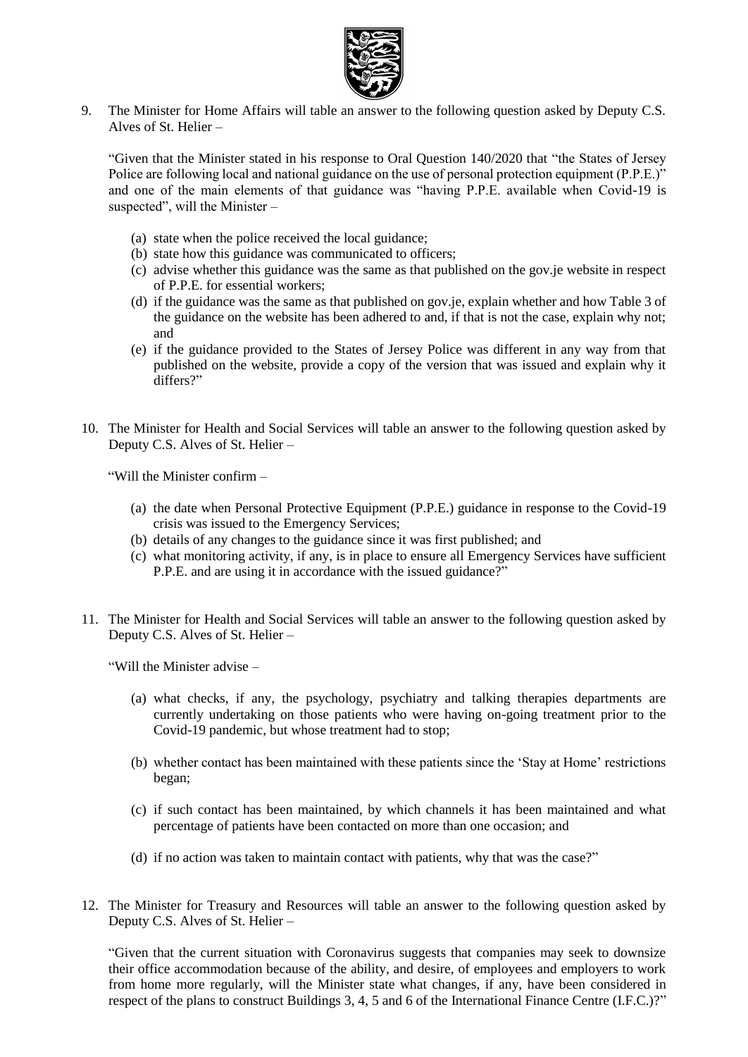9. The Minister for Home Affairs will table an answer to the following question asked by Deputy C.S. Alves of St. Helier –

   "Given that the Minister stated in his response to Oral Question 140/2020 that "the States of Jersey Police are following local and national guidance on the use of personal protection equipment (P.P.E.)" and one of the main elements of that guidance was "having P.P.E. available when Covid-19 is suspected", will the Minister –

   (a) state when the police received the local guidance;
   (b) state how this guidance was communicated to officers;
   (c) advise whether this guidance was the same as that published on the gov.je website in respect of P.P.E. for essential workers;
   (d) if the guidance was the same as that published on gov.je, explain whether and how Table 3 of the guidance on the website has been adhered to and, if that is not the case, explain why not; and
   (e) if the guidance provided to the States of Jersey Police was different in any way from that published on the website, provide a copy of the version that was issued and explain why it differs?"

10. The Minister for Health and Social Services will table an answer to the following question asked by Deputy C.S. Alves of St. Helier –

    "Will the Minister confirm –

    (a) the date when Personal Protective Equipment (P.P.E.) guidance in response to the Covid-19 crisis was issued to the Emergency Services;
    (b) details of any changes to the guidance since it was first published; and
    (c) what monitoring activity, if any, is in place to ensure all Emergency Services have sufficient P.P.E. and are using it in accordance with the issued guidance?"

11. The Minister for Health and Social Services will table an answer to the following question asked by Deputy C.S. Alves of St. Helier –

    "Will the Minister advise –

    (a) what checks, if any, the psychology, psychiatry and talking therapies departments are currently undertaking on those patients who were having on-going treatment prior to the Covid-19 pandemic, but whose treatment had to stop;

    (b) whether contact has been maintained with these patients since the 'Stay at Home' restrictions began;

    (c) if such contact has been maintained, by which channels it has been maintained and what percentage of patients have been contacted on more than one occasion; and

    (d) if no action was taken to maintain contact with patients, why that was the case?"

12. The Minister for Treasury and Resources will table an answer to the following question asked by Deputy C.S. Alves of St. Helier –

    "Given that the current situation with Coronavirus suggests that companies may seek to downsize their office accommodation because of the ability, and desire, of employees and employers to work from home more regularly, will the Minister state what changes, if any, have been considered in respect of the plans to construct Buildings 3, 4, 5 and 6 of the International Finance Centre (I.F.C.)?"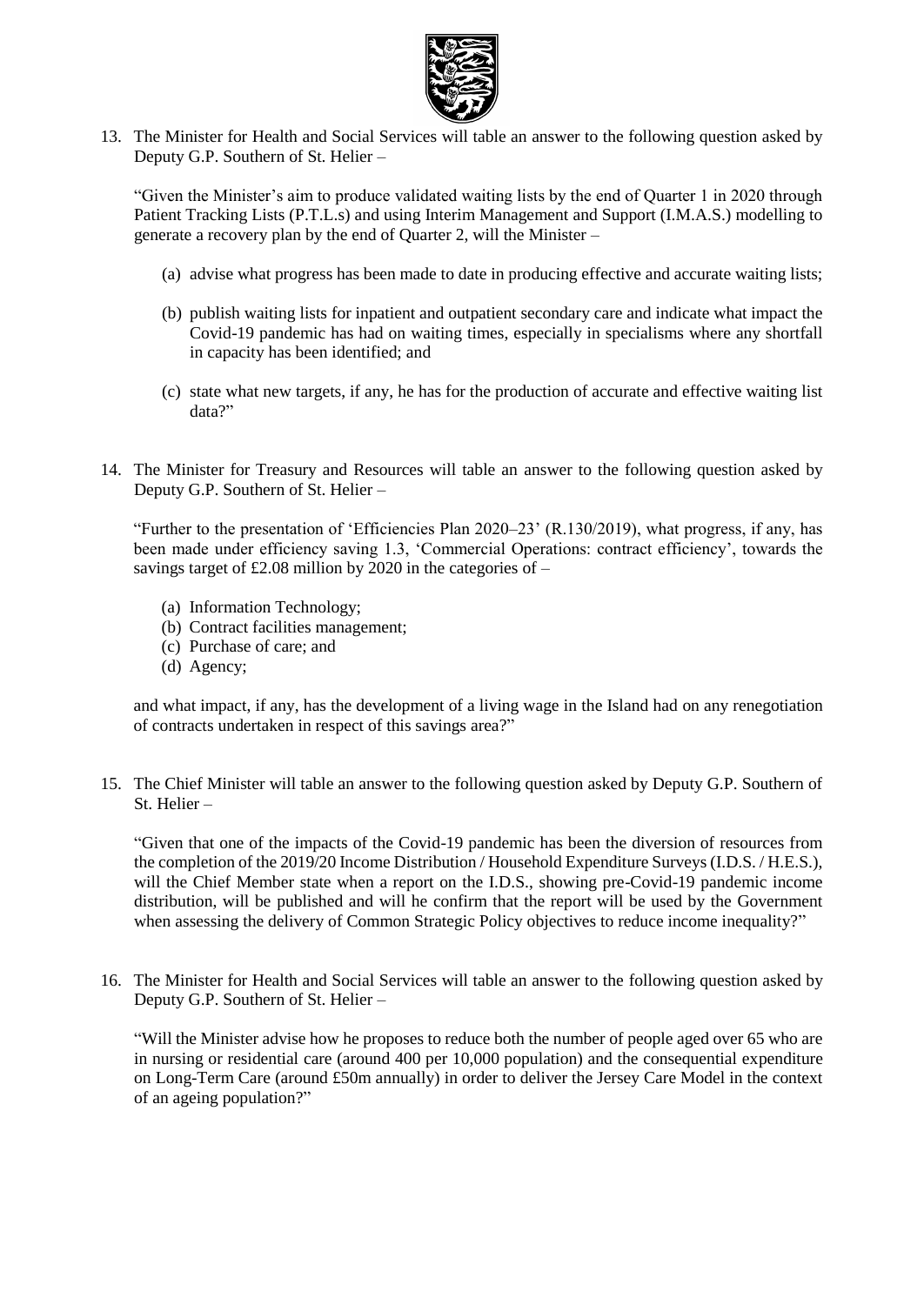13. The Minister for Health and Social Services will table an answer to the following question asked by Deputy G.P. Southern of St. Helier –

    "Given the Minister's aim to produce validated waiting lists by the end of Quarter 1 in 2020 through Patient Tracking Lists (P.T.L.s) and using Interim Management and Support (I.M.A.S.) modelling to generate a recovery plan by the end of Quarter 2, will the Minister –

    (a) advise what progress has been made to date in producing effective and accurate waiting lists;

    (b) publish waiting lists for inpatient and outpatient secondary care and indicate what impact the Covid-19 pandemic has had on waiting times, especially in specialisms where any shortfall in capacity has been identified; and

    (c) state what new targets, if any, he has for the production of accurate and effective waiting list data?"

14. The Minister for Treasury and Resources will table an answer to the following question asked by Deputy G.P. Southern of St. Helier –

    "Further to the presentation of 'Efficiencies Plan 2020–23' (R.130/2019), what progress, if any, has been made under efficiency saving 1.3, 'Commercial Operations: contract efficiency', towards the savings target of £2.08 million by 2020 in the categories of –

    (a) Information Technology;
    (b) Contract facilities management;
    (c) Purchase of care; and
    (d) Agency;

    and what impact, if any, has the development of a living wage in the Island had on any renegotiation of contracts undertaken in respect of this savings area?"

15. The Chief Minister will table an answer to the following question asked by Deputy G.P. Southern of St. Helier –

    "Given that one of the impacts of the Covid-19 pandemic has been the diversion of resources from the completion of the 2019/20 Income Distribution / Household Expenditure Surveys (I.D.S. / H.E.S.), will the Chief Member state when a report on the I.D.S., showing pre-Covid-19 pandemic income distribution, will be published and will he confirm that the report will be used by the Government when assessing the delivery of Common Strategic Policy objectives to reduce income inequality?"

16. The Minister for Health and Social Services will table an answer to the following question asked by Deputy G.P. Southern of St. Helier –

    "Will the Minister advise how he proposes to reduce both the number of people aged over 65 who are in nursing or residential care (around 400 per 10,000 population) and the consequential expenditure on Long-Term Care (around £50m annually) in order to deliver the Jersey Care Model in the context of an ageing population?"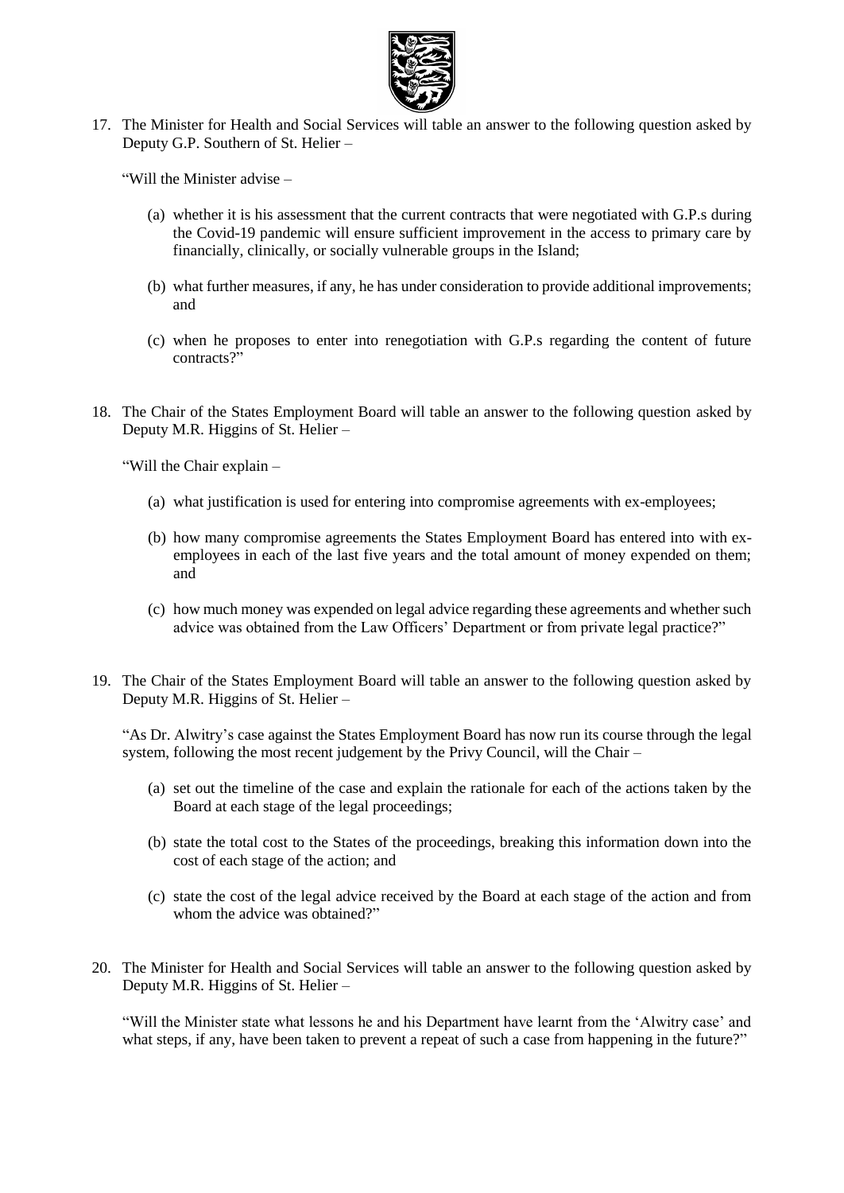17. The Minister for Health and Social Services will table an answer to the following question asked by Deputy G.P. Southern of St. Helier –

    "Will the Minister advise –

    (a) whether it is his assessment that the current contracts that were negotiated with G.P.s during the Covid-19 pandemic will ensure sufficient improvement in the access to primary care by financially, clinically, or socially vulnerable groups in the Island;

    (b) what further measures, if any, he has under consideration to provide additional improvements; and

    (c) when he proposes to enter into renegotiation with G.P.s regarding the content of future contracts?"

18. The Chair of the States Employment Board will table an answer to the following question asked by Deputy M.R. Higgins of St. Helier –

    "Will the Chair explain –

    (a) what justification is used for entering into compromise agreements with ex-employees;

    (b) how many compromise agreements the States Employment Board has entered into with ex-employees in each of the last five years and the total amount of money expended on them; and

    (c) how much money was expended on legal advice regarding these agreements and whether such advice was obtained from the Law Officers' Department or from private legal practice?"

19. The Chair of the States Employment Board will table an answer to the following question asked by Deputy M.R. Higgins of St. Helier –

    "As Dr. Alwitry's case against the States Employment Board has now run its course through the legal system, following the most recent judgement by the Privy Council, will the Chair –

    (a) set out the timeline of the case and explain the rationale for each of the actions taken by the Board at each stage of the legal proceedings;

    (b) state the total cost to the States of the proceedings, breaking this information down into the cost of each stage of the action; and

    (c) state the cost of the legal advice received by the Board at each stage of the action and from whom the advice was obtained?"

20. The Minister for Health and Social Services will table an answer to the following question asked by Deputy M.R. Higgins of St. Helier –

    "Will the Minister state what lessons he and his Department have learnt from the 'Alwitry case' and what steps, if any, have been taken to prevent a repeat of such a case from happening in the future?"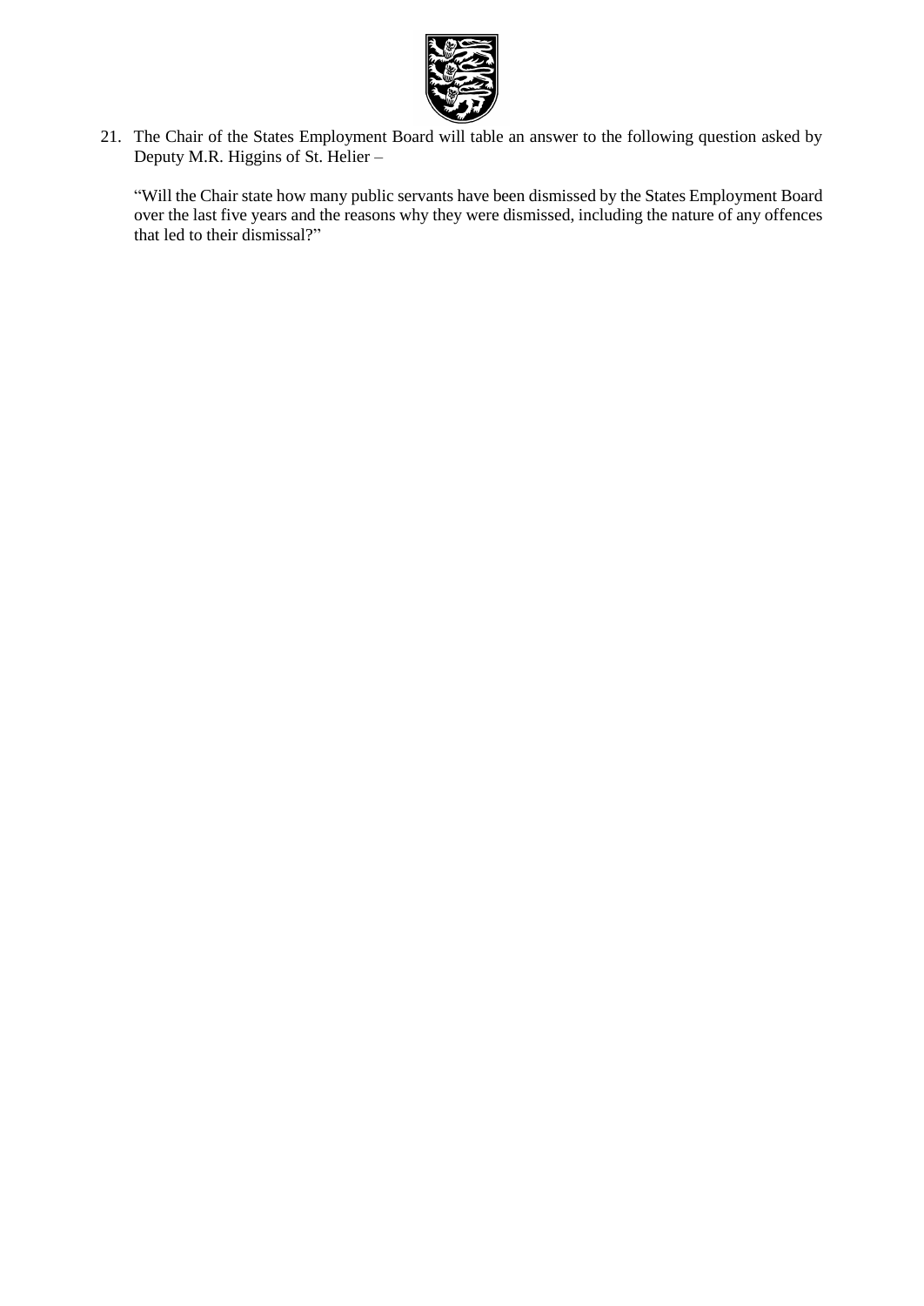21. The Chair of the States Employment Board will table an answer to the following question asked by Deputy M.R. Higgins of St. Helier –

"Will the Chair state how many public servants have been dismissed by the States Employment Board over the last five years and the reasons why they were dismissed, including the nature of any offences that led to their dismissal?"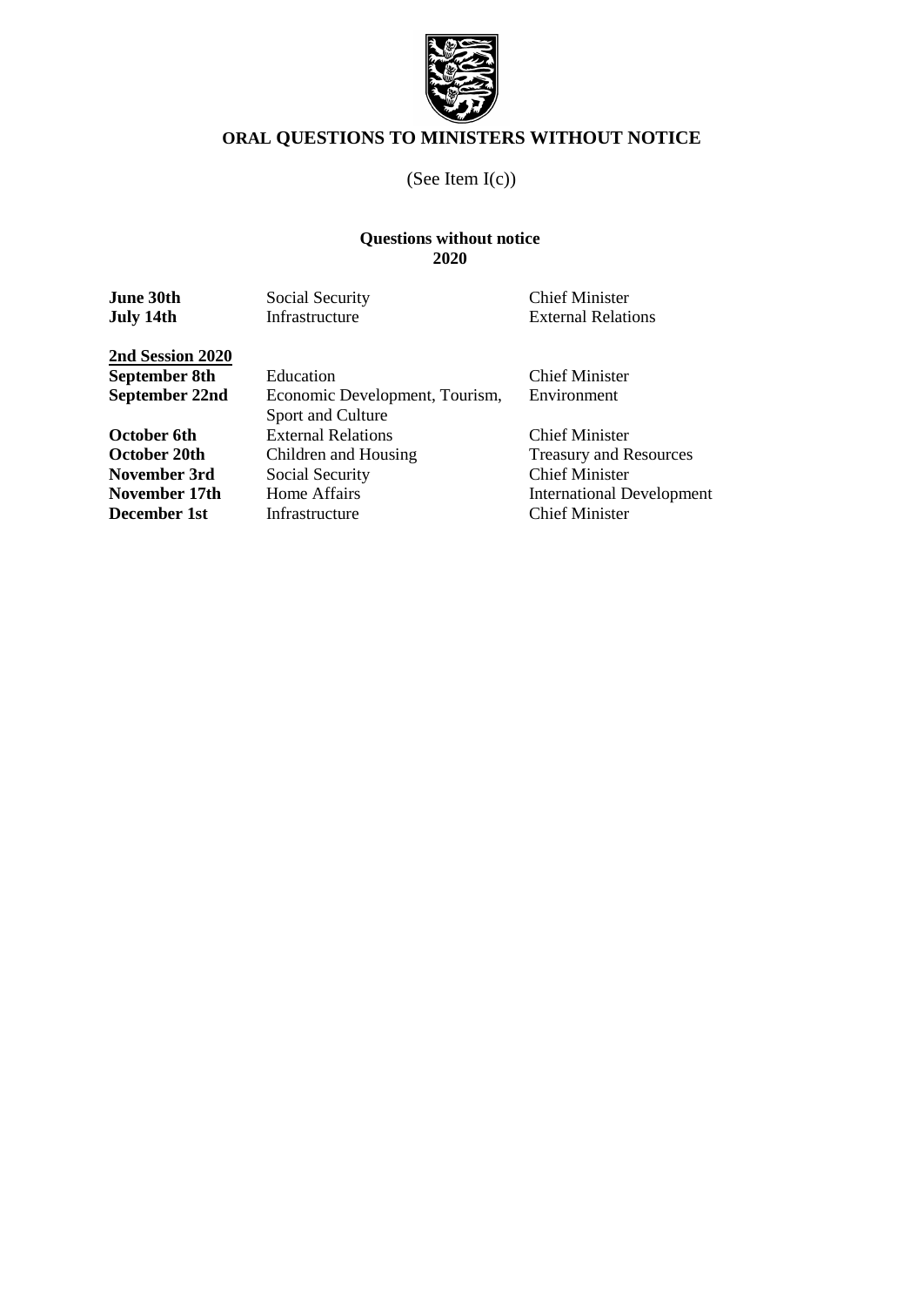# ORAL QUESTIONS TO MINISTERS WITHOUT NOTICE

(See Item I(c))

**Questions without notice**
**2020**

| | | |
|---|---|---|
| **June 30th** | Social Security | Chief Minister |
| **July 14th** | Infrastructure | External Relations |
| **<u>2nd Session 2020</u>** | | |
| **September 8th** | Education | Chief Minister |
| **September 22nd** | Economic Development, Tourism, Sport and Culture | Environment |
| **October 6th** | External Relations | Chief Minister |
| **October 20th** | Children and Housing | Treasury and Resources |
| **November 3rd** | Social Security | Chief Minister |
| **November 17th** | Home Affairs | International Development |
| **December 1st** | Infrastructure | Chief Minister |